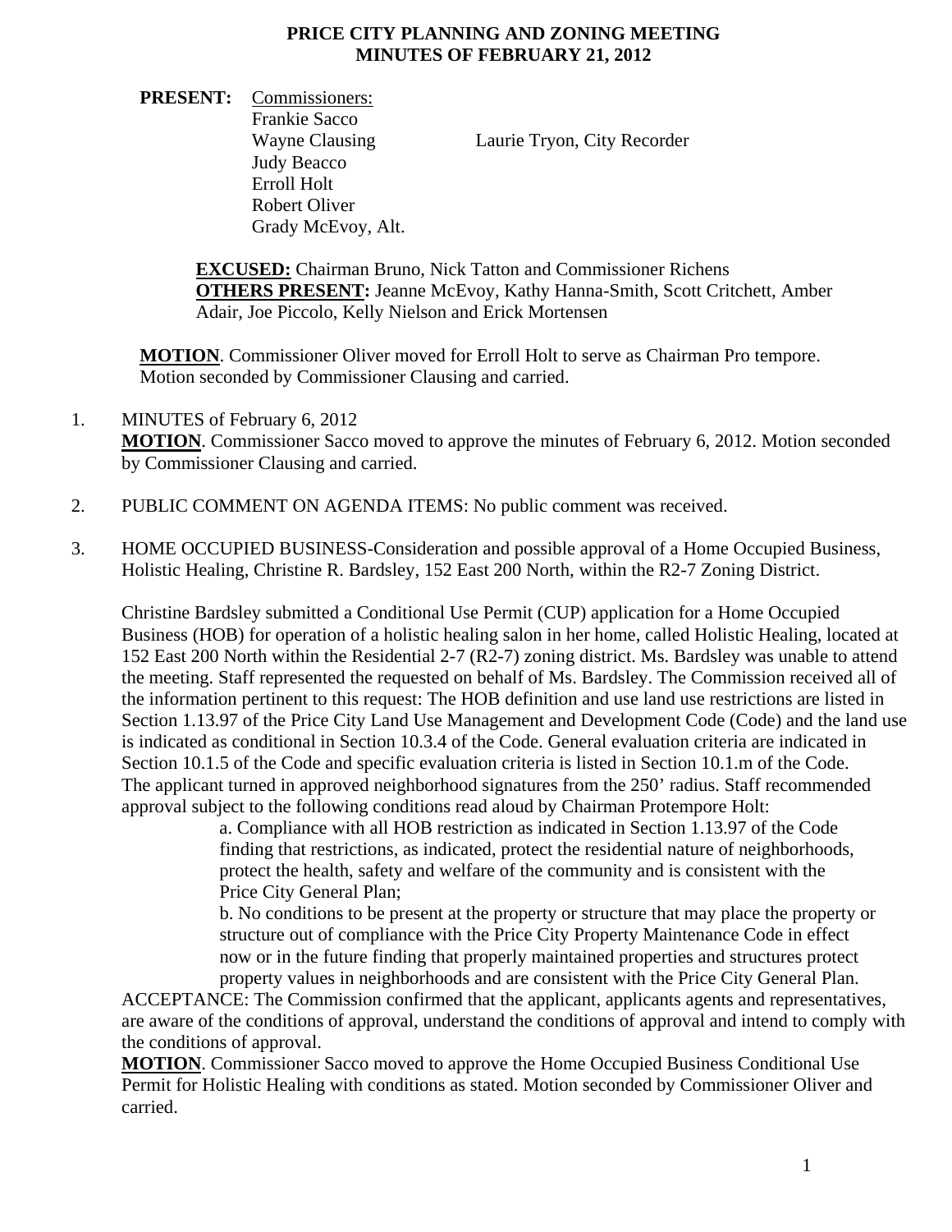# PRICE CITY PLANNING AND ZONING MEETING
## MINUTES OF FEBRUARY 21, 2012

**PRESENT:** Commissioners:
Frankie Sacco
Wayne Clausing
Judy Beacco
Erroll Holt
Robert Oliver
Grady McEvoy, Alt.

Laurie Tryon, City Recorder

**EXCUSED:** Chairman Bruno, Nick Tatton and Commissioner Richens
**OTHERS PRESENT:** Jeanne McEvoy, Kathy Hanna-Smith, Scott Critchett, Amber Adair, Joe Piccolo, Kelly Nielson and Erick Mortensen

**MOTION**. Commissioner Oliver moved for Erroll Holt to serve as Chairman Pro tempore. Motion seconded by Commissioner Clausing and carried.

1. MINUTES of February 6, 2012
**MOTION**. Commissioner Sacco moved to approve the minutes of February 6, 2012. Motion seconded by Commissioner Clausing and carried.

2. PUBLIC COMMENT ON AGENDA ITEMS: No public comment was received.

3. HOME OCCUPIED BUSINESS-Consideration and possible approval of a Home Occupied Business, Holistic Healing, Christine R. Bardsley, 152 East 200 North, within the R2-7 Zoning District.

Christine Bardsley submitted a Conditional Use Permit (CUP) application for a Home Occupied Business (HOB) for operation of a holistic healing salon in her home, called Holistic Healing, located at 152 East 200 North within the Residential 2-7 (R2-7) zoning district. Ms. Bardsley was unable to attend the meeting. Staff represented the requested on behalf of Ms. Bardsley. The Commission received all of the information pertinent to this request: The HOB definition and use land use restrictions are listed in Section 1.13.97 of the Price City Land Use Management and Development Code (Code) and the land use is indicated as conditional in Section 10.3.4 of the Code. General evaluation criteria are indicated in Section 10.1.5 of the Code and specific evaluation criteria is listed in Section 10.1.m of the Code. The applicant turned in approved neighborhood signatures from the 250' radius. Staff recommended approval subject to the following conditions read aloud by Chairman Protempore Holt:

a. Compliance with all HOB restriction as indicated in Section 1.13.97 of the Code finding that restrictions, as indicated, protect the residential nature of neighborhoods, protect the health, safety and welfare of the community and is consistent with the Price City General Plan;

b. No conditions to be present at the property or structure that may place the property or structure out of compliance with the Price City Property Maintenance Code in effect now or in the future finding that properly maintained properties and structures protect property values in neighborhoods and are consistent with the Price City General Plan.

ACCEPTANCE: The Commission confirmed that the applicant, applicants agents and representatives, are aware of the conditions of approval, understand the conditions of approval and intend to comply with the conditions of approval.

**MOTION**. Commissioner Sacco moved to approve the Home Occupied Business Conditional Use Permit for Holistic Healing with conditions as stated. Motion seconded by Commissioner Oliver and carried.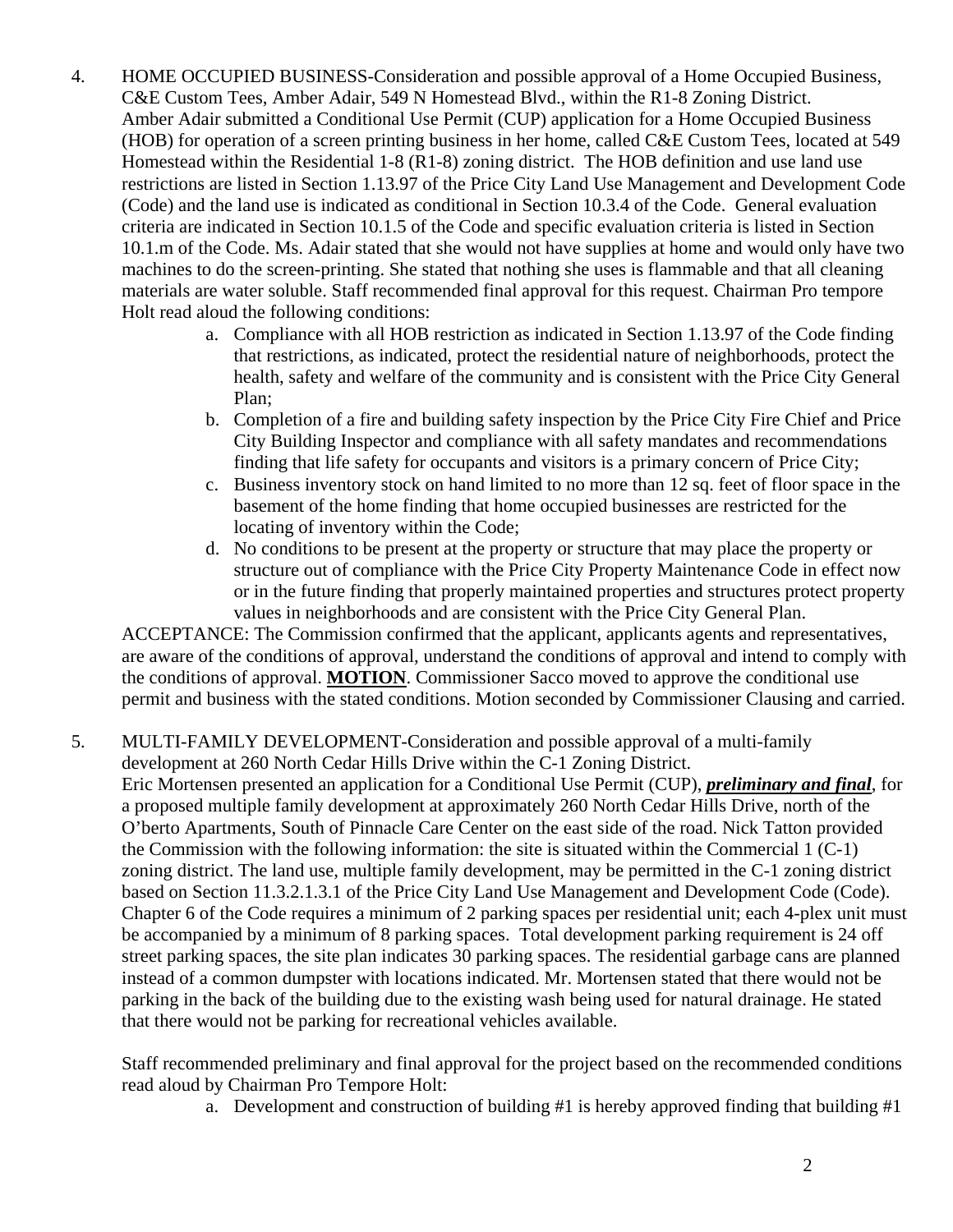4. HOME OCCUPIED BUSINESS-Consideration and possible approval of a Home Occupied Business, C&E Custom Tees, Amber Adair, 549 N Homestead Blvd., within the R1-8 Zoning District.
Amber Adair submitted a Conditional Use Permit (CUP) application for a Home Occupied Business (HOB) for operation of a screen printing business in her home, called C&E Custom Tees, located at 549 Homestead within the Residential 1-8 (R1-8) zoning district. The HOB definition and use land use restrictions are listed in Section 1.13.97 of the Price City Land Use Management and Development Code (Code) and the land use is indicated as conditional in Section 10.3.4 of the Code. General evaluation criteria are indicated in Section 10.1.5 of the Code and specific evaluation criteria is listed in Section 10.1.m of the Code. Ms. Adair stated that she would not have supplies at home and would only have two machines to do the screen-printing. She stated that nothing she uses is flammable and that all cleaning materials are water soluble. Staff recommended final approval for this request. Chairman Pro tempore Holt read aloud the following conditions:
    a. Compliance with all HOB restriction as indicated in Section 1.13.97 of the Code finding that restrictions, as indicated, protect the residential nature of neighborhoods, protect the health, safety and welfare of the community and is consistent with the Price City General Plan;
    b. Completion of a fire and building safety inspection by the Price City Fire Chief and Price City Building Inspector and compliance with all safety mandates and recommendations finding that life safety for occupants and visitors is a primary concern of Price City;
    c. Business inventory stock on hand limited to no more than 12 sq. feet of floor space in the basement of the home finding that home occupied businesses are restricted for the locating of inventory within the Code;
    d. No conditions to be present at the property or structure that may place the property or structure out of compliance with the Price City Property Maintenance Code in effect now or in the future finding that properly maintained properties and structures protect property values in neighborhoods and are consistent with the Price City General Plan.

ACCEPTANCE: The Commission confirmed that the applicant, applicants agents and representatives, are aware of the conditions of approval, understand the conditions of approval and intend to comply with the conditions of approval. **MOTION**. Commissioner Sacco moved to approve the conditional use permit and business with the stated conditions. Motion seconded by Commissioner Clausing and carried.

5. MULTI-FAMILY DEVELOPMENT-Consideration and possible approval of a multi-family development at 260 North Cedar Hills Drive within the C-1 Zoning District.
Eric Mortensen presented an application for a Conditional Use Permit (CUP), ***preliminary and final***, for a proposed multiple family development at approximately 260 North Cedar Hills Drive, north of the O'berto Apartments, South of Pinnacle Care Center on the east side of the road. Nick Tatton provided the Commission with the following information: the site is situated within the Commercial 1 (C-1) zoning district. The land use, multiple family development, may be permitted in the C-1 zoning district based on Section 11.3.2.1.3.1 of the Price City Land Use Management and Development Code (Code). Chapter 6 of the Code requires a minimum of 2 parking spaces per residential unit; each 4-plex unit must be accompanied by a minimum of 8 parking spaces. Total development parking requirement is 24 off street parking spaces, the site plan indicates 30 parking spaces. The residential garbage cans are planned instead of a common dumpster with locations indicated. Mr. Mortensen stated that there would not be parking in the back of the building due to the existing wash being used for natural drainage. He stated that there would not be parking for recreational vehicles available.

Staff recommended preliminary and final approval for the project based on the recommended conditions read aloud by Chairman Pro Tempore Holt:
    a. Development and construction of building #1 is hereby approved finding that building #1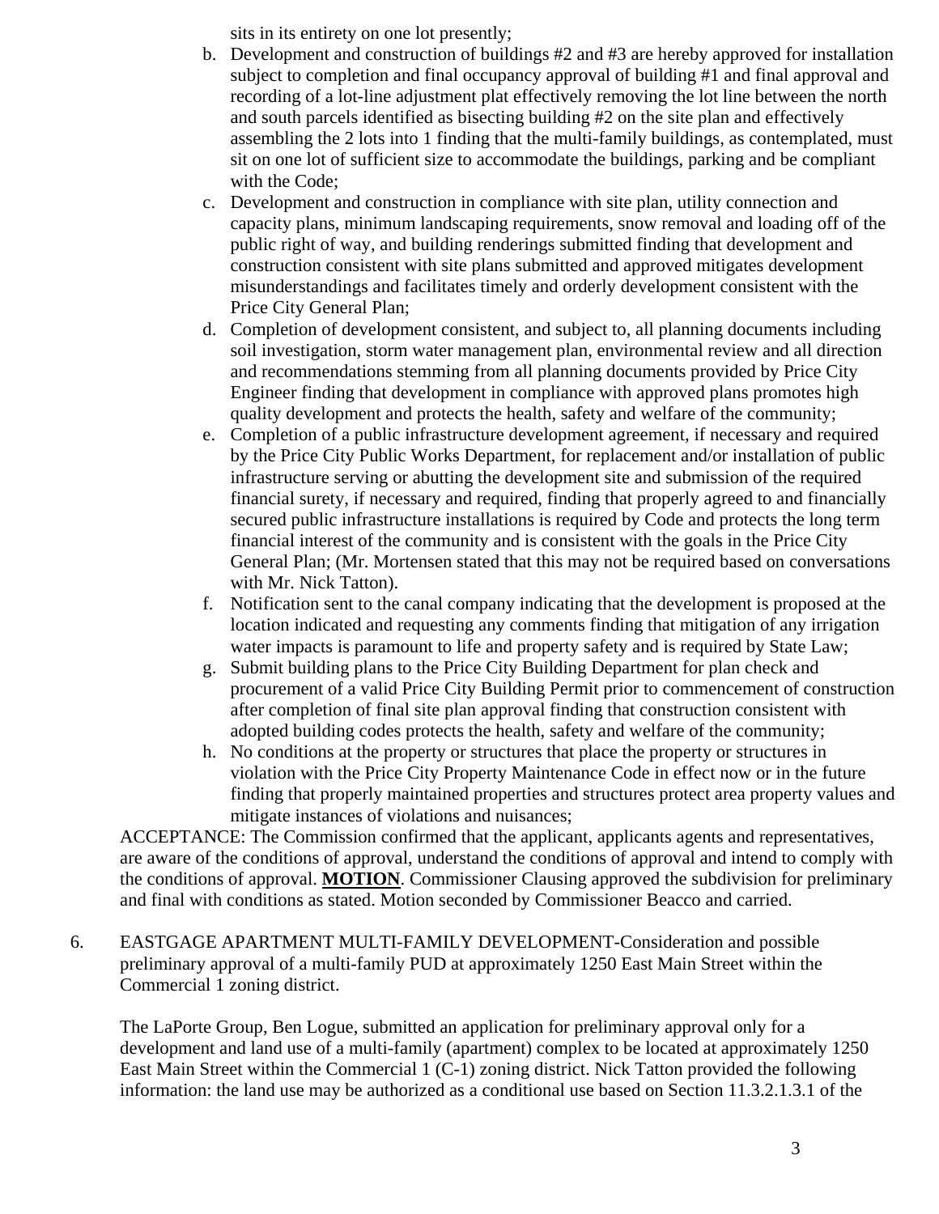sits in its entirety on one lot presently;

b. Development and construction of buildings #2 and #3 are hereby approved for installation subject to completion and final occupancy approval of building #1 and final approval and recording of a lot-line adjustment plat effectively removing the lot line between the north and south parcels identified as bisecting building #2 on the site plan and effectively assembling the 2 lots into 1 finding that the multi-family buildings, as contemplated, must sit on one lot of sufficient size to accommodate the buildings, parking and be compliant with the Code;
c. Development and construction in compliance with site plan, utility connection and capacity plans, minimum landscaping requirements, snow removal and loading off of the public right of way, and building renderings submitted finding that development and construction consistent with site plans submitted and approved mitigates development misunderstandings and facilitates timely and orderly development consistent with the Price City General Plan;
d. Completion of development consistent, and subject to, all planning documents including soil investigation, storm water management plan, environmental review and all direction and recommendations stemming from all planning documents provided by Price City Engineer finding that development in compliance with approved plans promotes high quality development and protects the health, safety and welfare of the community;
e. Completion of a public infrastructure development agreement, if necessary and required by the Price City Public Works Department, for replacement and/or installation of public infrastructure serving or abutting the development site and submission of the required financial surety, if necessary and required, finding that properly agreed to and financially secured public infrastructure installations is required by Code and protects the long term financial interest of the community and is consistent with the goals in the Price City General Plan; (Mr. Mortensen stated that this may not be required based on conversations with Mr. Nick Tatton).
f. Notification sent to the canal company indicating that the development is proposed at the location indicated and requesting any comments finding that mitigation of any irrigation water impacts is paramount to life and property safety and is required by State Law;
g. Submit building plans to the Price City Building Department for plan check and procurement of a valid Price City Building Permit prior to commencement of construction after completion of final site plan approval finding that construction consistent with adopted building codes protects the health, safety and welfare of the community;
h. No conditions at the property or structures that place the property or structures in violation with the Price City Property Maintenance Code in effect now or in the future finding that properly maintained properties and structures protect area property values and mitigate instances of violations and nuisances;

ACCEPTANCE: The Commission confirmed that the applicant, applicants agents and representatives, are aware of the conditions of approval, understand the conditions of approval and intend to comply with the conditions of approval. **MOTION**. Commissioner Clausing approved the subdivision for preliminary and final with conditions as stated. Motion seconded by Commissioner Beacco and carried.

6. EASTGAGE APARTMENT MULTI-FAMILY DEVELOPMENT-Consideration and possible preliminary approval of a multi-family PUD at approximately 1250 East Main Street within the Commercial 1 zoning district.

The LaPorte Group, Ben Logue, submitted an application for preliminary approval only for a development and land use of a multi-family (apartment) complex to be located at approximately 1250 East Main Street within the Commercial 1 (C-1) zoning district. Nick Tatton provided the following information: the land use may be authorized as a conditional use based on Section 11.3.2.1.3.1 of the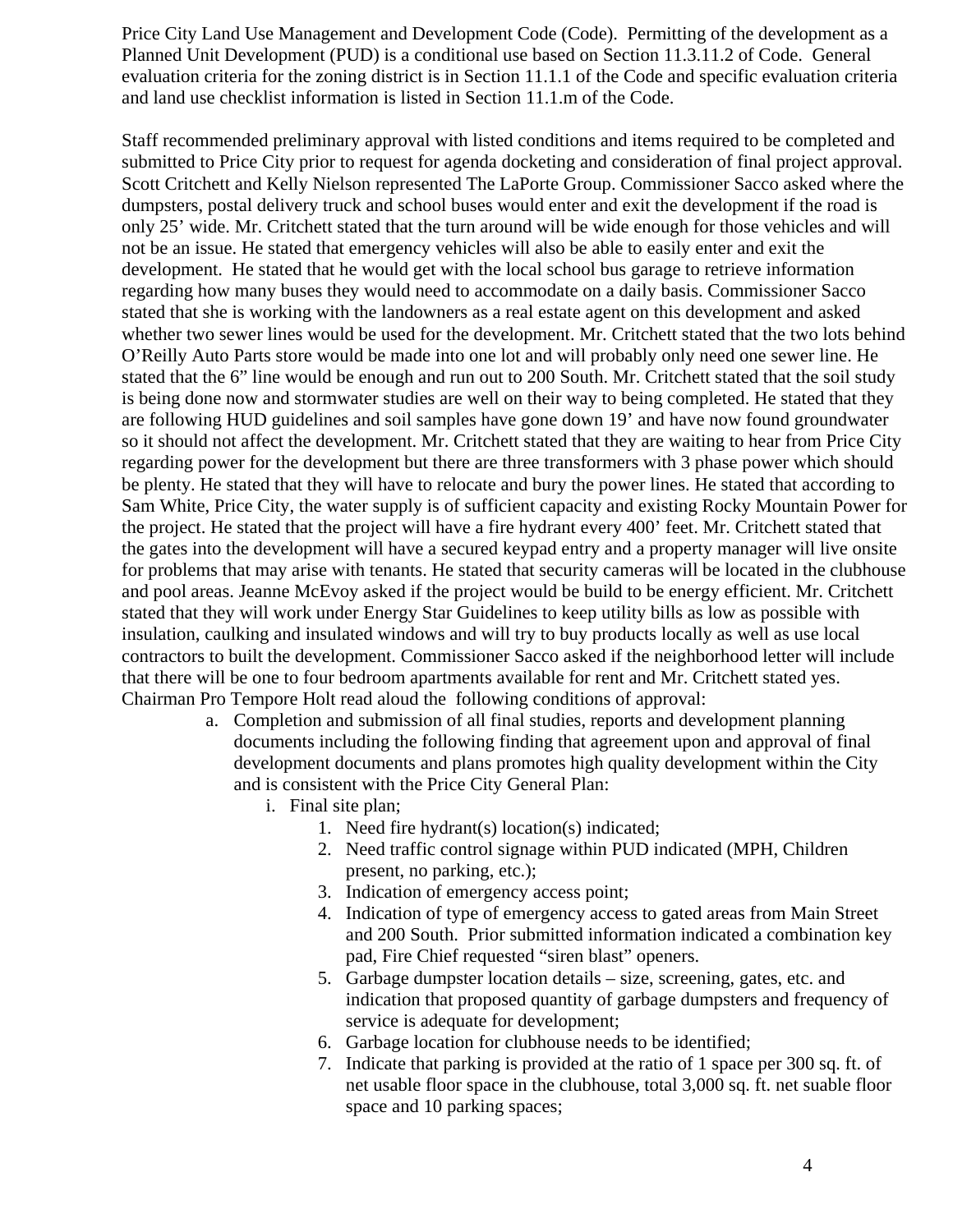Price City Land Use Management and Development Code (Code). Permitting of the development as a Planned Unit Development (PUD) is a conditional use based on Section 11.3.11.2 of Code. General evaluation criteria for the zoning district is in Section 11.1.1 of the Code and specific evaluation criteria and land use checklist information is listed in Section 11.1.m of the Code.

Staff recommended preliminary approval with listed conditions and items required to be completed and submitted to Price City prior to request for agenda docketing and consideration of final project approval. Scott Critchett and Kelly Nielson represented The LaPorte Group. Commissioner Sacco asked where the dumpsters, postal delivery truck and school buses would enter and exit the development if the road is only 25' wide. Mr. Critchett stated that the turn around will be wide enough for those vehicles and will not be an issue. He stated that emergency vehicles will also be able to easily enter and exit the development. He stated that he would get with the local school bus garage to retrieve information regarding how many buses they would need to accommodate on a daily basis. Commissioner Sacco stated that she is working with the landowners as a real estate agent on this development and asked whether two sewer lines would be used for the development. Mr. Critchett stated that the two lots behind O'Reilly Auto Parts store would be made into one lot and will probably only need one sewer line. He stated that the 6" line would be enough and run out to 200 South. Mr. Critchett stated that the soil study is being done now and stormwater studies are well on their way to being completed. He stated that they are following HUD guidelines and soil samples have gone down 19' and have now found groundwater so it should not affect the development. Mr. Critchett stated that they are waiting to hear from Price City regarding power for the development but there are three transformers with 3 phase power which should be plenty. He stated that they will have to relocate and bury the power lines. He stated that according to Sam White, Price City, the water supply is of sufficient capacity and existing Rocky Mountain Power for the project. He stated that the project will have a fire hydrant every 400' feet. Mr. Critchett stated that the gates into the development will have a secured keypad entry and a property manager will live onsite for problems that may arise with tenants. He stated that security cameras will be located in the clubhouse and pool areas. Jeanne McEvoy asked if the project would be build to be energy efficient. Mr. Critchett stated that they will work under Energy Star Guidelines to keep utility bills as low as possible with insulation, caulking and insulated windows and will try to buy products locally as well as use local contractors to built the development. Commissioner Sacco asked if the neighborhood letter will include that there will be one to four bedroom apartments available for rent and Mr. Critchett stated yes. Chairman Pro Tempore Holt read aloud the following conditions of approval:

a. Completion and submission of all final studies, reports and development planning documents including the following finding that agreement upon and approval of final development documents and plans promotes high quality development within the City and is consistent with the Price City General Plan:
    i. Final site plan;
        1. Need fire hydrant(s) location(s) indicated;
        2. Need traffic control signage within PUD indicated (MPH, Children present, no parking, etc.);
        3. Indication of emergency access point;
        4. Indication of type of emergency access to gated areas from Main Street and 200 South. Prior submitted information indicated a combination key pad, Fire Chief requested "siren blast" openers.
        5. Garbage dumpster location details – size, screening, gates, etc. and indication that proposed quantity of garbage dumpsters and frequency of service is adequate for development;
        6. Garbage location for clubhouse needs to be identified;
        7. Indicate that parking is provided at the ratio of 1 space per 300 sq. ft. of net usable floor space in the clubhouse, total 3,000 sq. ft. net suable floor space and 10 parking spaces;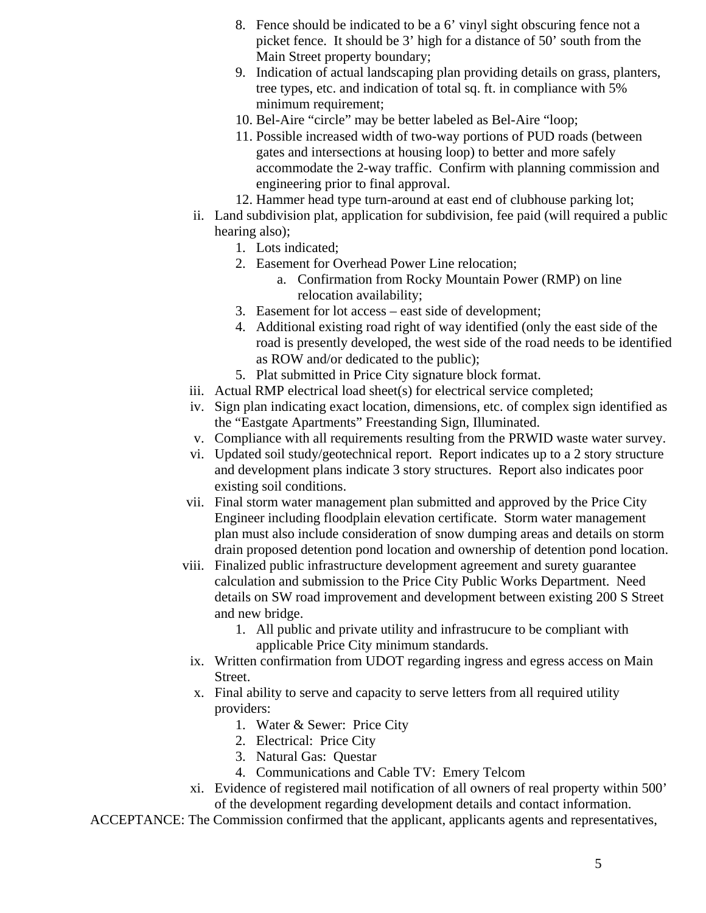8. Fence should be indicated to be a 6' vinyl sight obscuring fence not a picket fence. It should be 3' high for a distance of 50' south from the Main Street property boundary;
9. Indication of actual landscaping plan providing details on grass, planters, tree types, etc. and indication of total sq. ft. in compliance with 5% minimum requirement;
10. Bel-Aire "circle" may be better labeled as Bel-Aire "loop;
11. Possible increased width of two-way portions of PUD roads (between gates and intersections at housing loop) to better and more safely accommodate the 2-way traffic. Confirm with planning commission and engineering prior to final approval.
12. Hammer head type turn-around at east end of clubhouse parking lot;

ii. Land subdivision plat, application for subdivision, fee paid (will required a public hearing also);
   1. Lots indicated;
   2. Easement for Overhead Power Line relocation;
      a. Confirmation from Rocky Mountain Power (RMP) on line relocation availability;
   3. Easement for lot access – east side of development;
   4. Additional existing road right of way identified (only the east side of the road is presently developed, the west side of the road needs to be identified as ROW and/or dedicated to the public);
   5. Plat submitted in Price City signature block format.

iii. Actual RMP electrical load sheet(s) for electrical service completed;

iv. Sign plan indicating exact location, dimensions, etc. of complex sign identified as the "Eastgate Apartments" Freestanding Sign, Illuminated.

v. Compliance with all requirements resulting from the PRWID waste water survey.

vi. Updated soil study/geotechnical report. Report indicates up to a 2 story structure and development plans indicate 3 story structures. Report also indicates poor existing soil conditions.

vii. Final storm water management plan submitted and approved by the Price City Engineer including floodplain elevation certificate. Storm water management plan must also include consideration of snow dumping areas and details on storm drain proposed detention pond location and ownership of detention pond location.

viii. Finalized public infrastructure development agreement and surety guarantee calculation and submission to the Price City Public Works Department. Need details on SW road improvement and development between existing 200 S Street and new bridge.
   1. All public and private utility and infrastrucure to be compliant with applicable Price City minimum standards.

ix. Written confirmation from UDOT regarding ingress and egress access on Main Street.

x. Final ability to serve and capacity to serve letters from all required utility providers:
   1. Water & Sewer: Price City
   2. Electrical: Price City
   3. Natural Gas: Questar
   4. Communications and Cable TV: Emery Telcom

xi. Evidence of registered mail notification of all owners of real property within 500' of the development regarding development details and contact information.

ACCEPTANCE: The Commission confirmed that the applicant, applicants agents and representatives,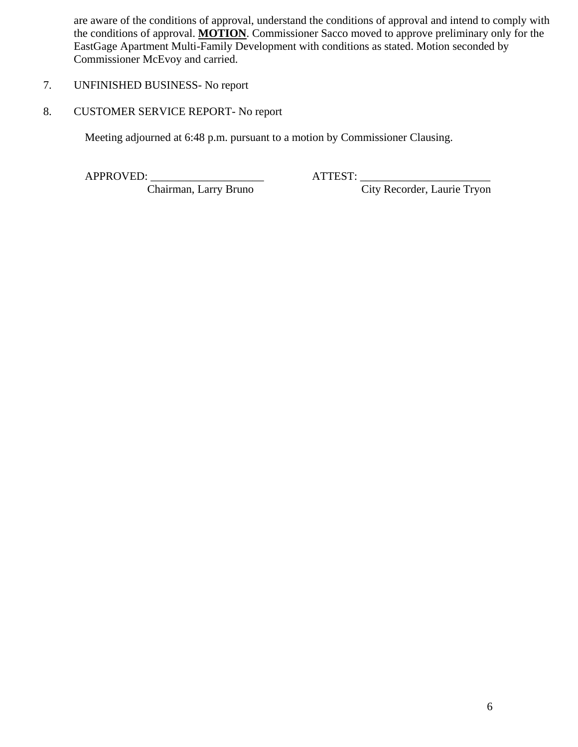are aware of the conditions of approval, understand the conditions of approval and intend to comply with the conditions of approval. **MOTION**. Commissioner Sacco moved to approve preliminary only for the EastGage Apartment Multi-Family Development with conditions as stated. Motion seconded by Commissioner McEvoy and carried.

7. UNFINISHED BUSINESS- No report

8. CUSTOMER SERVICE REPORT- No report

Meeting adjourned at 6:48 p.m. pursuant to a motion by Commissioner Clausing.

APPROVED: ____________________
Chairman, Larry Bruno

ATTEST: _______________________
City Recorder, Laurie Tryon